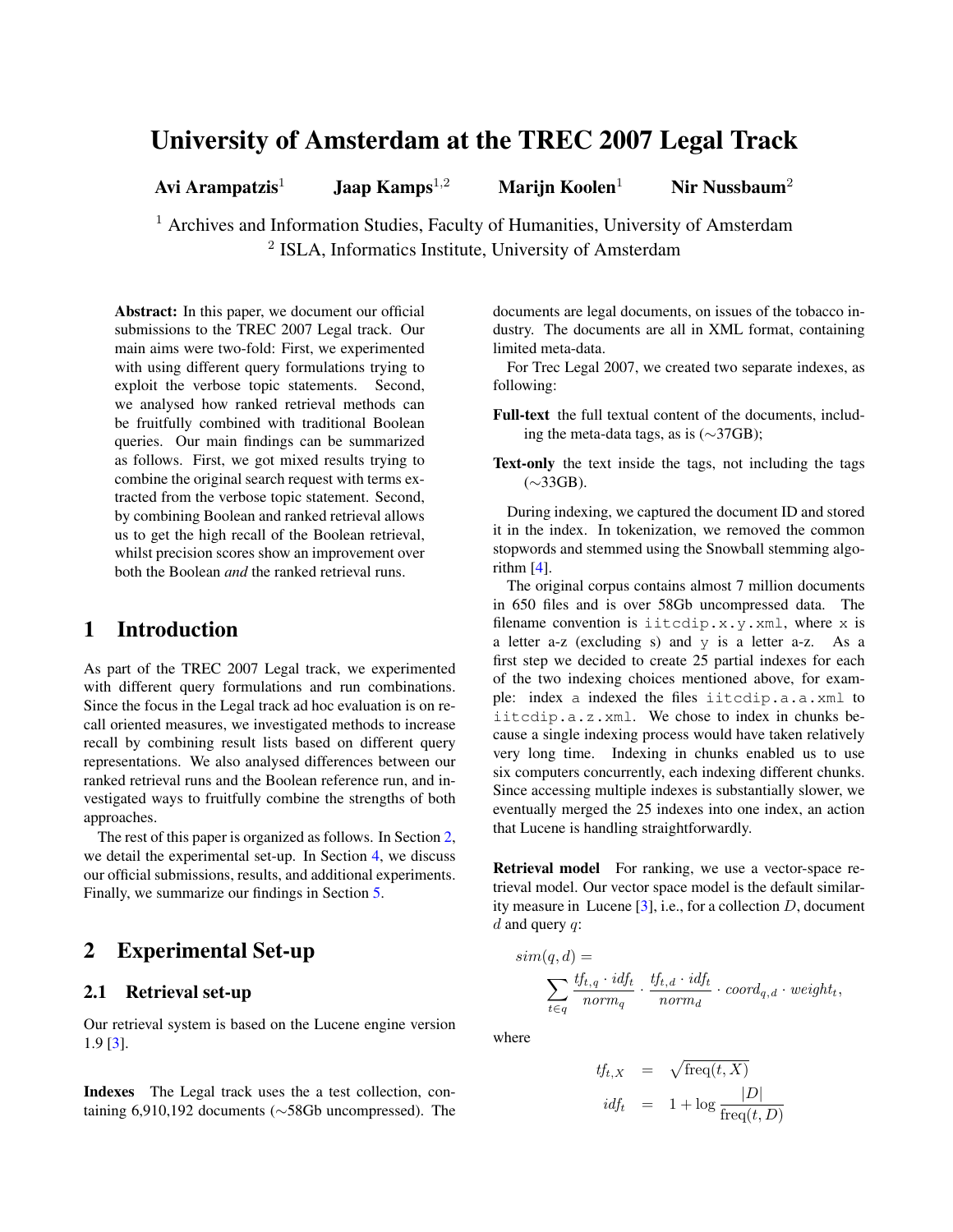# University of Amsterdam at the TREC 2007 Legal Track

**Avi Arampatzis**[1] **Jaap Kamps**[1,2] **Marijn Koolen**[1] **Nir Nussbaum**[2]

[1] Archives and Information Studies, Faculty of Humanities, University of Amsterdam
[2] ISLA, Informatics Institute, University of Amsterdam

**Abstract:** In this paper, we document our official submissions to the TREC 2007 Legal track. Our main aims were two-fold: First, we experimented with using different query formulations trying to exploit the verbose topic statements. Second, we analysed how ranked retrieval methods can be fruitfully combined with traditional Boolean queries. Our main findings can be summarized as follows. First, we got mixed results trying to combine the original search request with terms extracted from the verbose topic statement. Second, by combining Boolean and ranked retrieval allows us to get the high recall of the Boolean retrieval, whilst precision scores show an improvement over both the Boolean *and* the ranked retrieval runs.

## 1 Introduction

As part of the TREC 2007 Legal track, we experimented with different query formulations and run combinations. Since the focus in the Legal track ad hoc evaluation is on recall oriented measures, we investigated methods to increase recall by combining result lists based on different query representations. We also analysed differences between our ranked retrieval runs and the Boolean reference run, and investigated ways to fruitfully combine the strengths of both approaches.

The rest of this paper is organized as follows. In Section 2, we detail the experimental set-up. In Section 4, we discuss our official submissions, results, and additional experiments. Finally, we summarize our findings in Section 5.

## 2 Experimental Set-up

### 2.1 Retrieval set-up

Our retrieval system is based on the Lucene engine version 1.9 [3].

**Indexes** The Legal track uses the a test collection, containing 6,910,192 documents (∼58Gb uncompressed). The documents are legal documents, on issues of the tobacco industry. The documents are all in XML format, containing limited meta-data.

For Trec Legal 2007, we created two separate indexes, as following:

**Full-text** the full textual content of the documents, including the meta-data tags, as is (∼37GB);

**Text-only** the text inside the tags, not including the tags (∼33GB).

During indexing, we captured the document ID and stored it in the index. In tokenization, we removed the common stopwords and stemmed using the Snowball stemming algorithm [4].

The original corpus contains almost 7 million documents in 650 files and is over 58Gb uncompressed data. The filename convention is `iitcdip.x.y.xml`, where `x` is a letter a-z (excluding s) and `y` is a letter a-z. As a first step we decided to create 25 partial indexes for each of the two indexing choices mentioned above, for example: index `a` indexed the files `iitcdip.a.a.xml` to `iitcdip.a.z.xml`. We chose to index in chunks because a single indexing process would have taken relatively very long time. Indexing in chunks enabled us to use six computers concurrently, each indexing different chunks. Since accessing multiple indexes is substantially slower, we eventually merged the 25 indexes into one index, an action that Lucene is handling straightforwardly.

**Retrieval model** For ranking, we use a vector-space retrieval model. Our vector space model is the default similarity measure in Lucene [3], i.e., for a collection $D$, document $d$ and query $q$:

$$sim(q,d) = \sum_{t \in q} \frac{tf_{t,q} \cdot idf_t}{norm_q} \cdot \frac{tf_{t,d} \cdot idf_t}{norm_d} \cdot coord_{q,d} \cdot weight_t,$$

where

$$tf_{t,X} = \sqrt{\text{freq}(t,X)}$$

$$idf_t = 1 + \log \frac{|D|}{\text{freq}(t,D)}$$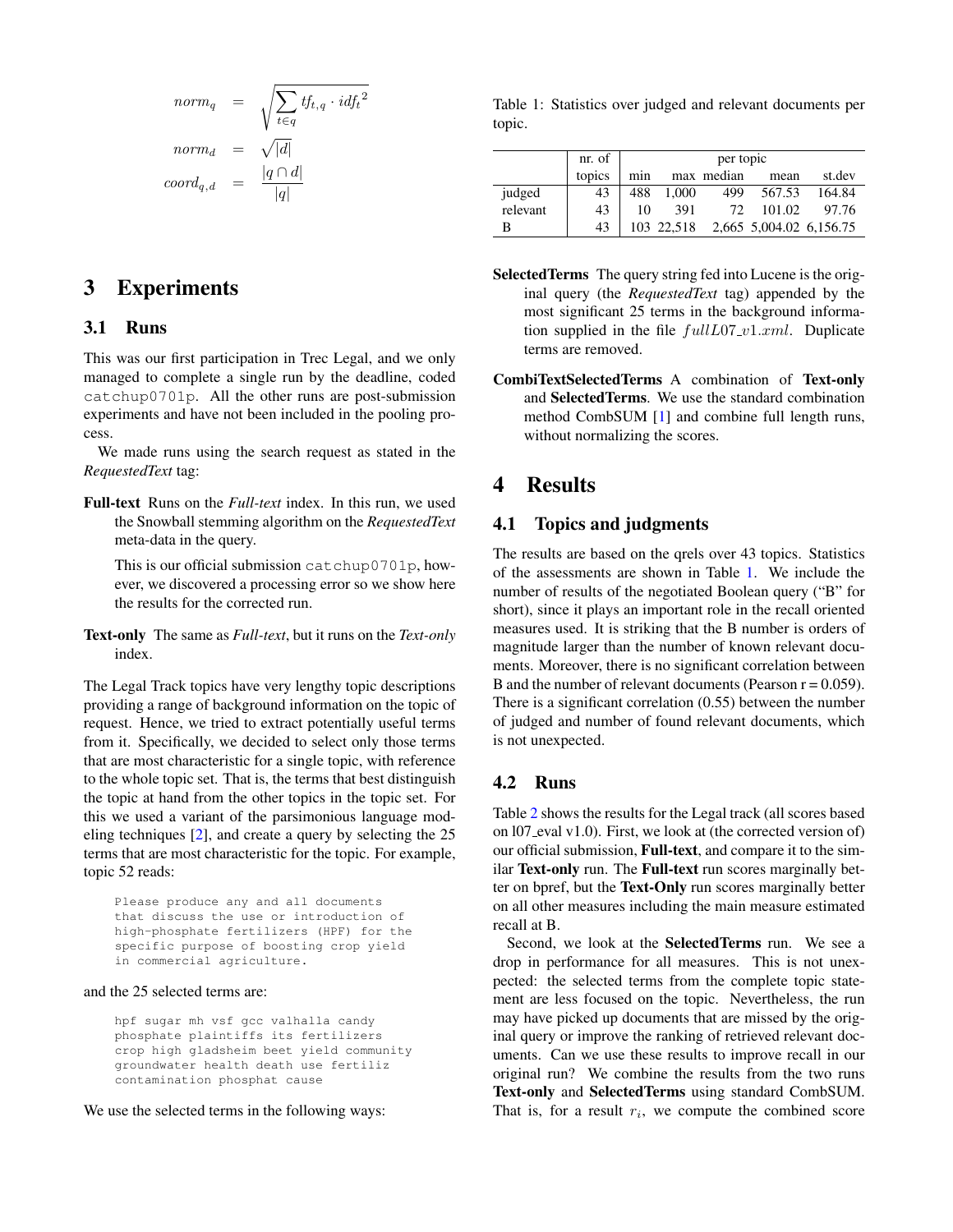$$
\begin{aligned}
norm_q &= \sqrt{\sum_{t \in q} tf_{t,q} \cdot idf_t{}^2} \\
norm_d &= \sqrt{|d|} \\
coord_{q,d} &= \frac{|q \cap d|}{|q|}
\end{aligned}
$$

## 3 Experiments

### 3.1 Runs

This was our first participation in Trec Legal, and we only managed to complete a single run by the deadline, coded `catchup0701p`. All the other runs are post-submission experiments and have not been included in the pooling process.

We made runs using the search request as stated in the *RequestedText* tag:

**Full-text** Runs on the *Full-text* index. In this run, we used the Snowball stemming algorithm on the *RequestedText* meta-data in the query.

This is our official submission `catchup0701p`, however, we discovered a processing error so we show here the results for the corrected run.

**Text-only** The same as *Full-text*, but it runs on the *Text-only* index.

The Legal Track topics have very lengthy topic descriptions providing a range of background information on the topic of request. Hence, we tried to extract potentially useful terms from it. Specifically, we decided to select only those terms that are most characteristic for a single topic, with reference to the whole topic set. That is, the terms that best distinguish the topic at hand from the other topics in the topic set. For this we used a variant of the parsimonious language modeling techniques [2], and create a query by selecting the 25 terms that are most characteristic for the topic. For example, topic 52 reads:

```
Please produce any and all documents
that discuss the use or introduction of
high-phosphate fertilizers (HPF) for the
specific purpose of boosting crop yield
in commercial agriculture.
```

and the 25 selected terms are:

```
hpf sugar mh vsf gcc valhalla candy
phosphate plaintiffs its fertilizers
crop high gladsheim beet yield community
groundwater health death use fertiliz
contamination phosphat cause
```

We use the selected terms in the following ways:

**SelectedTerms** The query string fed into Lucene is the original query (the *RequestedText* tag) appended by the most significant 25 terms in the background information supplied in the file $fullL07\_v1.xml$. Duplicate terms are removed.

**CombiTextSelectedTerms** A combination of **Text-only** and **SelectedTerms**. We use the standard combination method CombSUM [1] and combine full length runs, without normalizing the scores.

Table 1: Statistics over judged and relevant documents per topic.

| | nr. of | per topic | | | | |
|---|---|---|---|---|---|---|
| | topics | min | max | median | mean | st.dev |
| judged | 43 | 488 | 1,000 | 499 | 567.53 | 164.84 |
| relevant | 43 | 10 | 391 | 72 | 101.02 | 97.76 |
| B | 43 | 103 | 22,518 | 2,665 | 5,004.02 | 6,156.75 |

## 4 Results

### 4.1 Topics and judgments

The results are based on the qrels over 43 topics. Statistics of the assessments are shown in Table 1. We include the number of results of the negotiated Boolean query ("B" for short), since it plays an important role in the recall oriented measures used. It is striking that the B number is orders of magnitude larger than the number of known relevant documents. Moreover, there is no significant correlation between B and the number of relevant documents (Pearson r = 0.059). There is a significant correlation (0.55) between the number of judged and number of found relevant documents, which is not unexpected.

### 4.2 Runs

Table 2 shows the results for the Legal track (all scores based on l07_eval v1.0). First, we look at (the corrected version of) our official submission, **Full-text**, and compare it to the similar **Text-only** run. The **Full-text** run scores marginally better on bpref, but the **Text-Only** run scores marginally better on all other measures including the main measure estimated recall at B.

Second, we look at the **SelectedTerms** run. We see a drop in performance for all measures. This is not unexpected: the selected terms from the complete topic statement are less focused on the topic. Nevertheless, the run may have picked up documents that are missed by the original query or improve the ranking of retrieved relevant documents. Can we use these results to improve recall in our original run? We combine the results from the two runs **Text-only** and **SelectedTerms** using standard CombSUM. That is, for a result $r_i$, we compute the combined score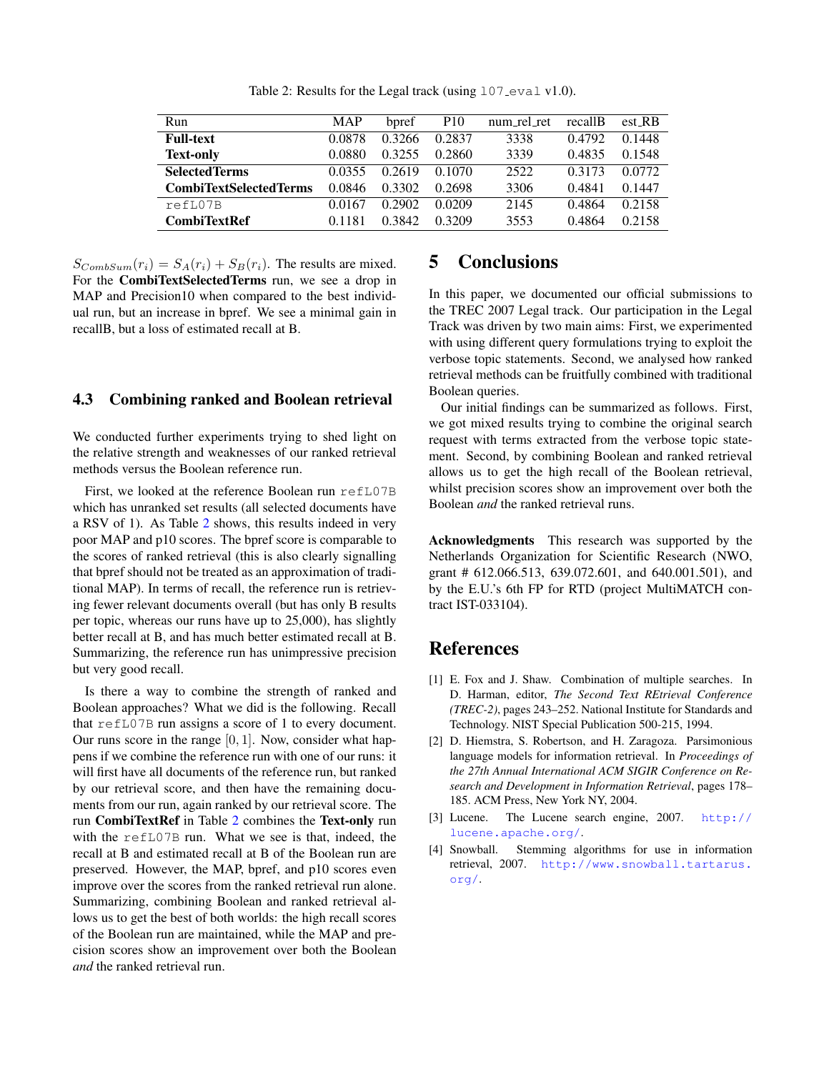Table 2: Results for the Legal track (using `l07_eval` v1.0).

| Run | MAP | bpref | P10 | num_rel_ret | recallB | est_RB |
|---|---|---|---|---|---|---|
| **Full-text** | 0.0878 | 0.3266 | 0.2837 | 3338 | 0.4792 | 0.1448 |
| **Text-only** | 0.0880 | 0.3255 | 0.2860 | 3339 | 0.4835 | 0.1548 |
| **SelectedTerms** | 0.0355 | 0.2619 | 0.1070 | 2522 | 0.3173 | 0.0772 |
| **CombiTextSelectedTerms** | 0.0846 | 0.3302 | 0.2698 | 3306 | 0.4841 | 0.1447 |
| `refL07B` | 0.0167 | 0.2902 | 0.0209 | 2145 | 0.4864 | 0.2158 |
| **CombiTextRef** | 0.1181 | 0.3842 | 0.3209 | 3553 | 0.4864 | 0.2158 |

$S_{CombSum}(r_i) = S_A(r_i) + S_B(r_i)$. The results are mixed. For the **CombiTextSelectedTerms** run, we see a drop in MAP and Precision10 when compared to the best individual run, but an increase in bpref. We see a minimal gain in recallB, but a loss of estimated recall at B.

### 4.3 Combining ranked and Boolean retrieval

We conducted further experiments trying to shed light on the relative strength and weaknesses of our ranked retrieval methods versus the Boolean reference run.

First, we looked at the reference Boolean run `refL07B` which has unranked set results (all selected documents have a RSV of 1). As Table 2 shows, this results indeed in very poor MAP and p10 scores. The bpref score is comparable to the scores of ranked retrieval (this is also clearly signalling that bpref should not be treated as an approximation of traditional MAP). In terms of recall, the reference run is retrieving fewer relevant documents overall (but has only B results per topic, whereas our runs have up to 25,000), has slightly better recall at B, and has much better estimated recall at B. Summarizing, the reference run has unimpressive precision but very good recall.

Is there a way to combine the strength of ranked and Boolean approaches? What we did is the following. Recall that `refL07B` run assigns a score of 1 to every document. Our runs score in the range $[0, 1]$. Now, consider what happens if we combine the reference run with one of our runs: it will first have all documents of the reference run, but ranked by our retrieval score, and then have the remaining documents from our run, again ranked by our retrieval score. The run **CombiTextRef** in Table 2 combines the **Text-only** run with the `refL07B` run. What we see is that, indeed, the recall at B and estimated recall at B of the Boolean run are preserved. However, the MAP, bpref, and p10 scores even improve over the scores from the ranked retrieval run alone. Summarizing, combining Boolean and ranked retrieval allows us to get the best of both worlds: the high recall scores of the Boolean run are maintained, while the MAP and precision scores show an improvement over both the Boolean *and* the ranked retrieval run.

## 5 Conclusions

In this paper, we documented our official submissions to the TREC 2007 Legal track. Our participation in the Legal Track was driven by two main aims: First, we experimented with using different query formulations trying to exploit the verbose topic statements. Second, we analysed how ranked retrieval methods can be fruitfully combined with traditional Boolean queries.

Our initial findings can be summarized as follows. First, we got mixed results trying to combine the original search request with terms extracted from the verbose topic statement. Second, by combining Boolean and ranked retrieval allows us to get the high recall of the Boolean retrieval, whilst precision scores show an improvement over both the Boolean *and* the ranked retrieval runs.

**Acknowledgments** This research was supported by the Netherlands Organization for Scientific Research (NWO, grant # 612.066.513, 639.072.601, and 640.001.501), and by the E.U.'s 6th FP for RTD (project MultiMATCH contract IST-033104).

## References

[1] E. Fox and J. Shaw. Combination of multiple searches. In D. Harman, editor, *The Second Text REtrieval Conference (TREC-2)*, pages 243–252. National Institute for Standards and Technology. NIST Special Publication 500-215, 1994.

[2] D. Hiemstra, S. Robertson, and H. Zaragoza. Parsimonious language models for information retrieval. In *Proceedings of the 27th Annual International ACM SIGIR Conference on Research and Development in Information Retrieval*, pages 178–185. ACM Press, New York NY, 2004.

[3] Lucene. The Lucene search engine, 2007. http://lucene.apache.org/.

[4] Snowball. Stemming algorithms for use in information retrieval, 2007. http://www.snowball.tartarus.org/.